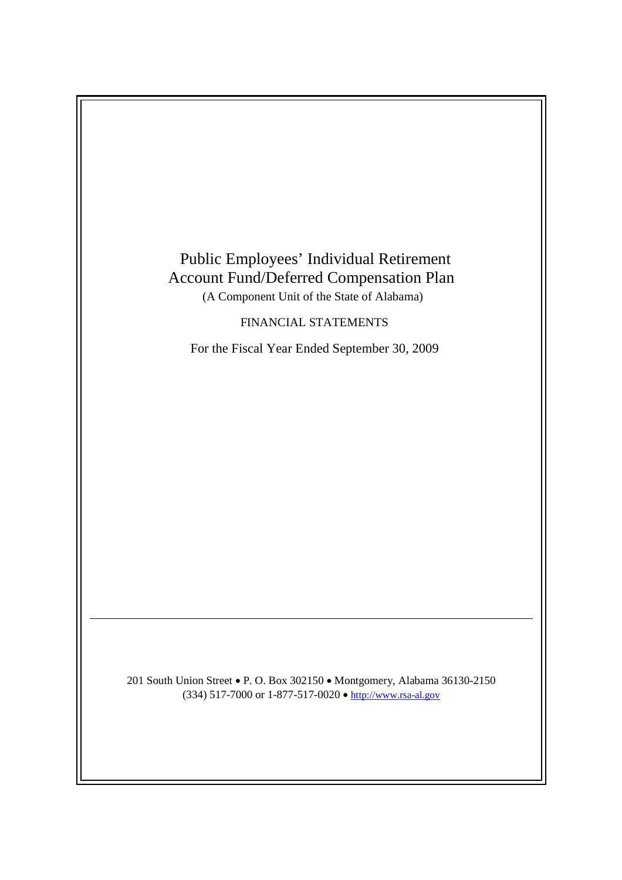# Public Employees' Individual Retirement Account Fund/Deferred Compensation Plan

(A Component Unit of the State of Alabama)

FINANCIAL STATEMENTS

For the Fiscal Year Ended September 30, 2009

---

201 South Union Street • P. O. Box 302150 • Montgomery, Alabama 36130-2150
(334) 517-7000 or 1-877-517-0020 • http://www.rsa-al.gov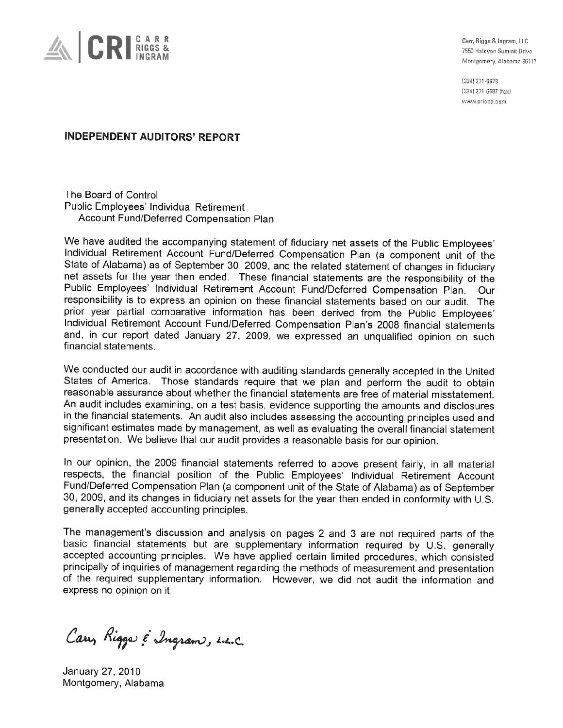CRI CARR RIGGS & INGRAM

Carr, Riggs & Ingram, LLC
7550 Halcyon Summit Drive
Montgomery, Alabama 36117

(334) 271-6678
(334) 271-6697 (fax)
www.cricpa.com

## INDEPENDENT AUDITORS' REPORT

The Board of Control
Public Employees' Individual Retirement
Account Fund/Deferred Compensation Plan

We have audited the accompanying statement of fiduciary net assets of the Public Employees' Individual Retirement Account Fund/Deferred Compensation Plan (a component unit of the State of Alabama) as of September 30, 2009, and the related statement of changes in fiduciary net assets for the year then ended. These financial statements are the responsibility of the Public Employees' Individual Retirement Account Fund/Deferred Compensation Plan. Our responsibility is to express an opinion on these financial statements based on our audit. The prior year partial comparative information has been derived from the Public Employees' Individual Retirement Account Fund/Deferred Compensation Plan's 2008 financial statements and, in our report dated January 27, 2009, we expressed an unqualified opinion on such financial statements.

We conducted our audit in accordance with auditing standards generally accepted in the United States of America. Those standards require that we plan and perform the audit to obtain reasonable assurance about whether the financial statements are free of material misstatement. An audit includes examining, on a test basis, evidence supporting the amounts and disclosures in the financial statements. An audit also includes assessing the accounting principles used and significant estimates made by management, as well as evaluating the overall financial statement presentation. We believe that our audit provides a reasonable basis for our opinion.

In our opinion, the 2009 financial statements referred to above present fairly, in all material respects, the financial position of the Public Employees' Individual Retirement Account Fund/Deferred Compensation Plan (a component unit of the State of Alabama) as of September 30, 2009, and its changes in fiduciary net assets for the year then ended in conformity with U.S. generally accepted accounting principles.

The management's discussion and analysis on pages 2 and 3 are not required parts of the basic financial statements but are supplementary information required by U.S. generally accepted accounting principles. We have applied certain limited procedures, which consisted principally of inquiries of management regarding the methods of measurement and presentation of the required supplementary information. However, we did not audit the information and express no opinion on it.

*Carr, Riggs & Ingram, L.L.C.*

January 27, 2010
Montgomery, Alabama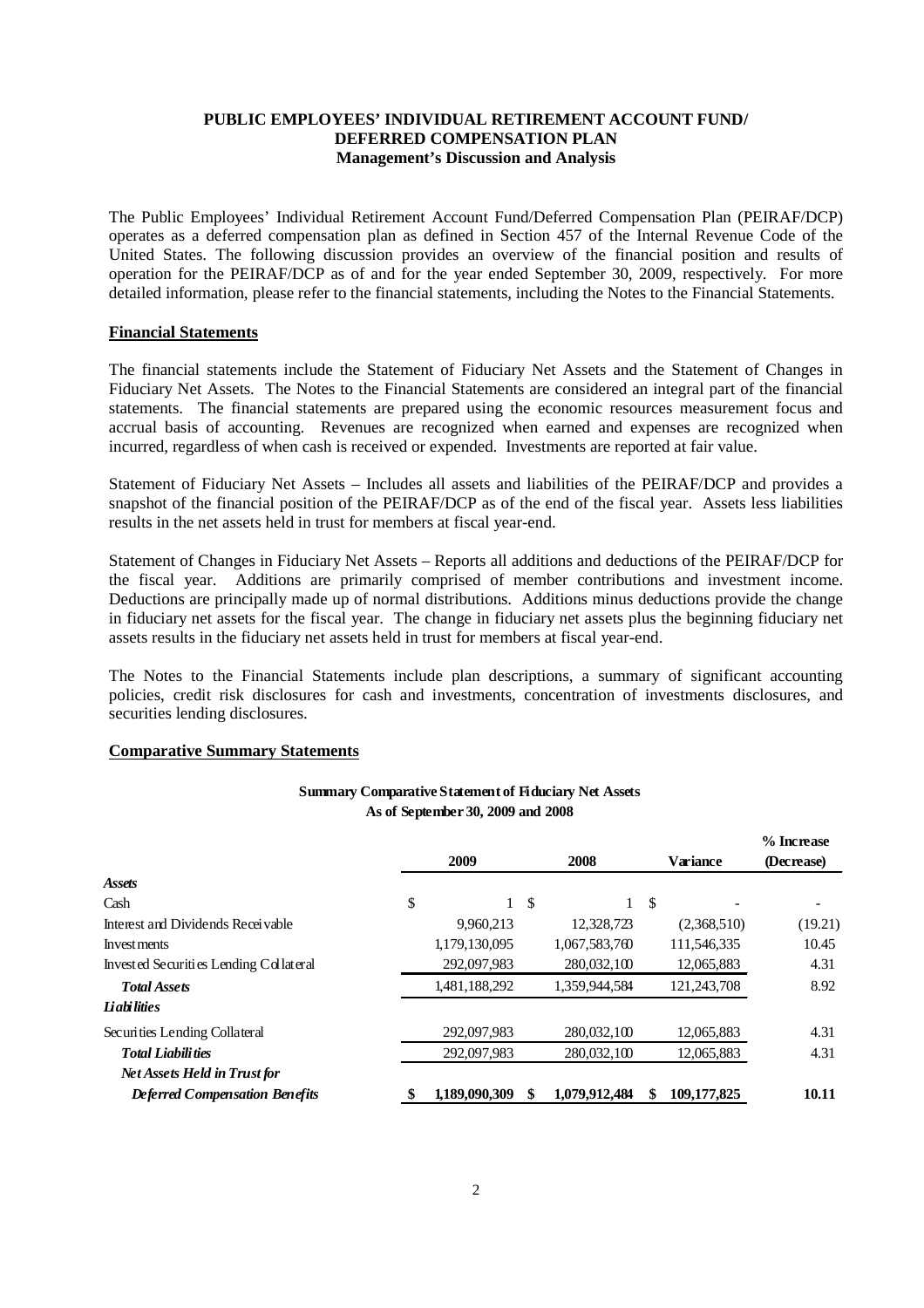**PUBLIC EMPLOYEES' INDIVIDUAL RETIREMENT ACCOUNT FUND/**
**DEFERRED COMPENSATION PLAN**
**Management's Discussion and Analysis**

The Public Employees' Individual Retirement Account Fund/Deferred Compensation Plan (PEIRAF/DCP) operates as a deferred compensation plan as defined in Section 457 of the Internal Revenue Code of the United States. The following discussion provides an overview of the financial position and results of operation for the PEIRAF/DCP as of and for the year ended September 30, 2009, respectively. For more detailed information, please refer to the financial statements, including the Notes to the Financial Statements.

## Financial Statements

The financial statements include the Statement of Fiduciary Net Assets and the Statement of Changes in Fiduciary Net Assets. The Notes to the Financial Statements are considered an integral part of the financial statements. The financial statements are prepared using the economic resources measurement focus and accrual basis of accounting. Revenues are recognized when earned and expenses are recognized when incurred, regardless of when cash is received or expended. Investments are reported at fair value.

Statement of Fiduciary Net Assets – Includes all assets and liabilities of the PEIRAF/DCP and provides a snapshot of the financial position of the PEIRAF/DCP as of the end of the fiscal year. Assets less liabilities results in the net assets held in trust for members at fiscal year-end.

Statement of Changes in Fiduciary Net Assets – Reports all additions and deductions of the PEIRAF/DCP for the fiscal year. Additions are primarily comprised of member contributions and investment income. Deductions are principally made up of normal distributions. Additions minus deductions provide the change in fiduciary net assets for the fiscal year. The change in fiduciary net assets plus the beginning fiduciary net assets results in the fiduciary net assets held in trust for members at fiscal year-end.

The Notes to the Financial Statements include plan descriptions, a summary of significant accounting policies, credit risk disclosures for cash and investments, concentration of investments disclosures, and securities lending disclosures.

## Comparative Summary Statements

**Summary Comparative Statement of Fiduciary Net Assets**
**As of September 30, 2009 and 2008**

| | 2009 | 2008 | Variance | % Increase (Decrease) |
|---|---|---|---|---|
| ***Assets*** | | | | |
| Cash | $ 1 | $ 1 | $ - | - |
| Interest and Dividends Receivable | 9,960,213 | 12,328,723 | (2,368,510) | (19.21) |
| Investments | 1,179,130,095 | 1,067,583,760 | 111,546,335 | 10.45 |
| Invested Securities Lending Collateral | 292,097,983 | 280,032,100 | 12,065,883 | 4.31 |
| ***Total Assets*** | 1,481,188,292 | 1,359,944,584 | 121,243,708 | 8.92 |
| ***Liabilities*** | | | | |
| Securities Lending Collateral | 292,097,983 | 280,032,100 | 12,065,883 | 4.31 |
| ***Total Liabilities*** | 292,097,983 | 280,032,100 | 12,065,883 | 4.31 |
| ***Net Assets Held in Trust for Deferred Compensation Benefits*** | **$ 1,189,090,309** | **$ 1,079,912,484** | **$ 109,177,825** | **10.11** |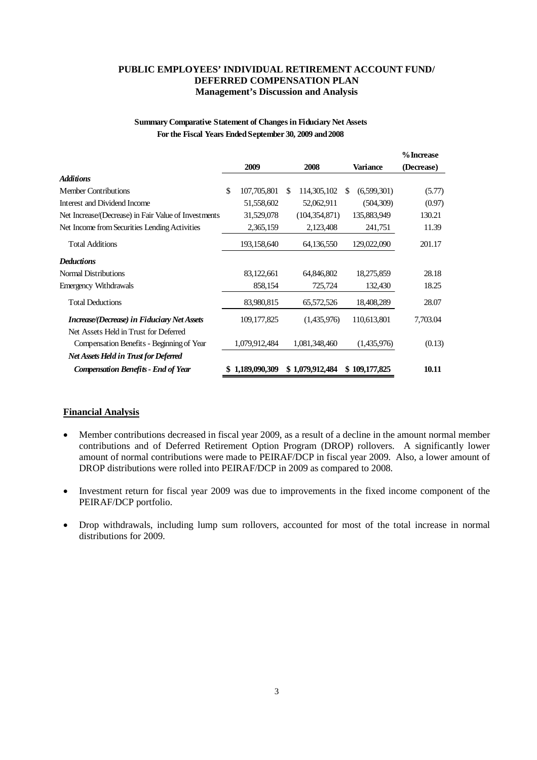**PUBLIC EMPLOYEES' INDIVIDUAL RETIREMENT ACCOUNT FUND/**
**DEFERRED COMPENSATION PLAN**
**Management's Discussion and Analysis**

**Summary Comparative Statement of Changes in Fiduciary Net Assets**
**For the Fiscal Years Ended September 30, 2009 and 2008**

| | 2009 | 2008 | Variance | % Increase (Decrease) |
|---|---|---|---|---|
| ***Additions*** | | | | |
| Member Contributions | $ 107,705,801 | $ 114,305,102 | $ (6,599,301) | (5.77) |
| Interest and Dividend Income | 51,558,602 | 52,062,911 | (504,309) | (0.97) |
| Net Increase/(Decrease) in Fair Value of Investments | 31,529,078 | (104,354,871) | 135,883,949 | 130.21 |
| Net Income from Securities Lending Activities | 2,365,159 | 2,123,408 | 241,751 | 11.39 |
| Total Additions | 193,158,640 | 64,136,550 | 129,022,090 | 201.17 |
| ***Deductions*** | | | | |
| Normal Distributions | 83,122,661 | 64,846,802 | 18,275,859 | 28.18 |
| Emergency Withdrawals | 858,154 | 725,724 | 132,430 | 18.25 |
| Total Deductions | 83,980,815 | 65,572,526 | 18,408,289 | 28.07 |
| ***Increase/(Decrease) in Fiduciary Net Assets*** | 109,177,825 | (1,435,976) | 110,613,801 | 7,703.04 |
| Net Assets Held in Trust for Deferred Compensation Benefits - Beginning of Year | 1,079,912,484 | 1,081,348,460 | (1,435,976) | (0.13) |
| ***Net Assets Held in Trust for Deferred Compensation Benefits - End of Year*** | **$ 1,189,090,309** | **$ 1,079,912,484** | **$ 109,177,825** | **10.11** |

**Financial Analysis**

- Member contributions decreased in fiscal year 2009, as a result of a decline in the amount normal member contributions and of Deferred Retirement Option Program (DROP) rollovers. A significantly lower amount of normal contributions were made to PEIRAF/DCP in fiscal year 2009. Also, a lower amount of DROP distributions were rolled into PEIRAF/DCP in 2009 as compared to 2008.

- Investment return for fiscal year 2009 was due to improvements in the fixed income component of the PEIRAF/DCP portfolio.

- Drop withdrawals, including lump sum rollovers, accounted for most of the total increase in normal distributions for 2009.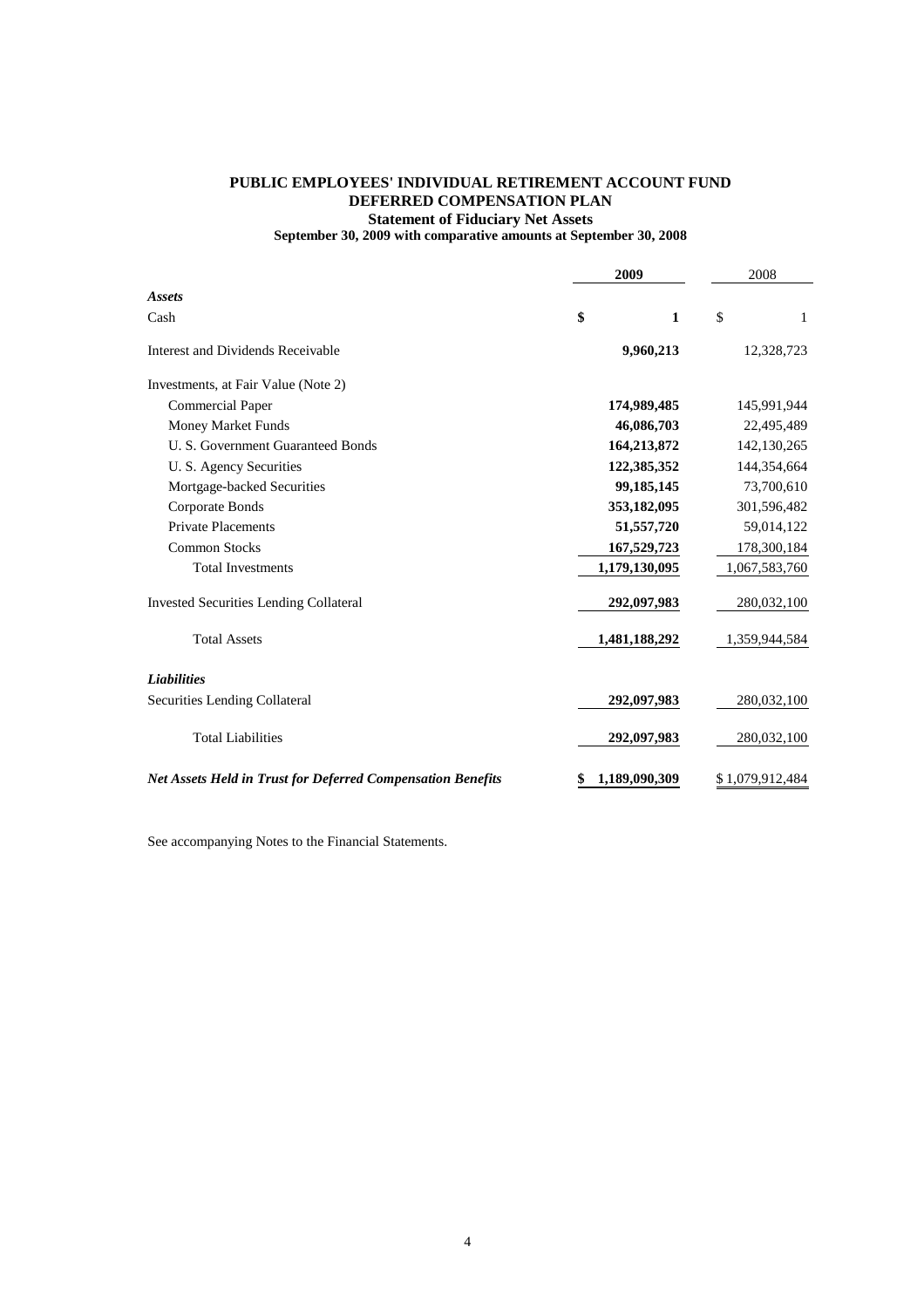**PUBLIC EMPLOYEES' INDIVIDUAL RETIREMENT ACCOUNT FUND**
**DEFERRED COMPENSATION PLAN**
**Statement of Fiduciary Net Assets**
**September 30, 2009 with comparative amounts at September 30, 2008**

| | **2009** | 2008 |
|---|---|---|
| ***Assets*** | | |
| Cash | **$ 1** | $ 1 |
| Interest and Dividends Receivable | **9,960,213** | 12,328,723 |
| Investments, at Fair Value (Note 2) | | |
| Commercial Paper | **174,989,485** | 145,991,944 |
| Money Market Funds | **46,086,703** | 22,495,489 |
| U. S. Government Guaranteed Bonds | **164,213,872** | 142,130,265 |
| U. S. Agency Securities | **122,385,352** | 144,354,664 |
| Mortgage-backed Securities | **99,185,145** | 73,700,610 |
| Corporate Bonds | **353,182,095** | 301,596,482 |
| Private Placements | **51,557,720** | 59,014,122 |
| Common Stocks | **167,529,723** | 178,300,184 |
| Total Investments | **1,179,130,095** | 1,067,583,760 |
| Invested Securities Lending Collateral | **292,097,983** | 280,032,100 |
| Total Assets | **1,481,188,292** | 1,359,944,584 |
| ***Liabilities*** | | |
| Securities Lending Collateral | **292,097,983** | 280,032,100 |
| Total Liabilities | **292,097,983** | 280,032,100 |
| ***Net Assets Held in Trust for Deferred Compensation Benefits*** | **$ 1,189,090,309** | $ 1,079,912,484 |

See accompanying Notes to the Financial Statements.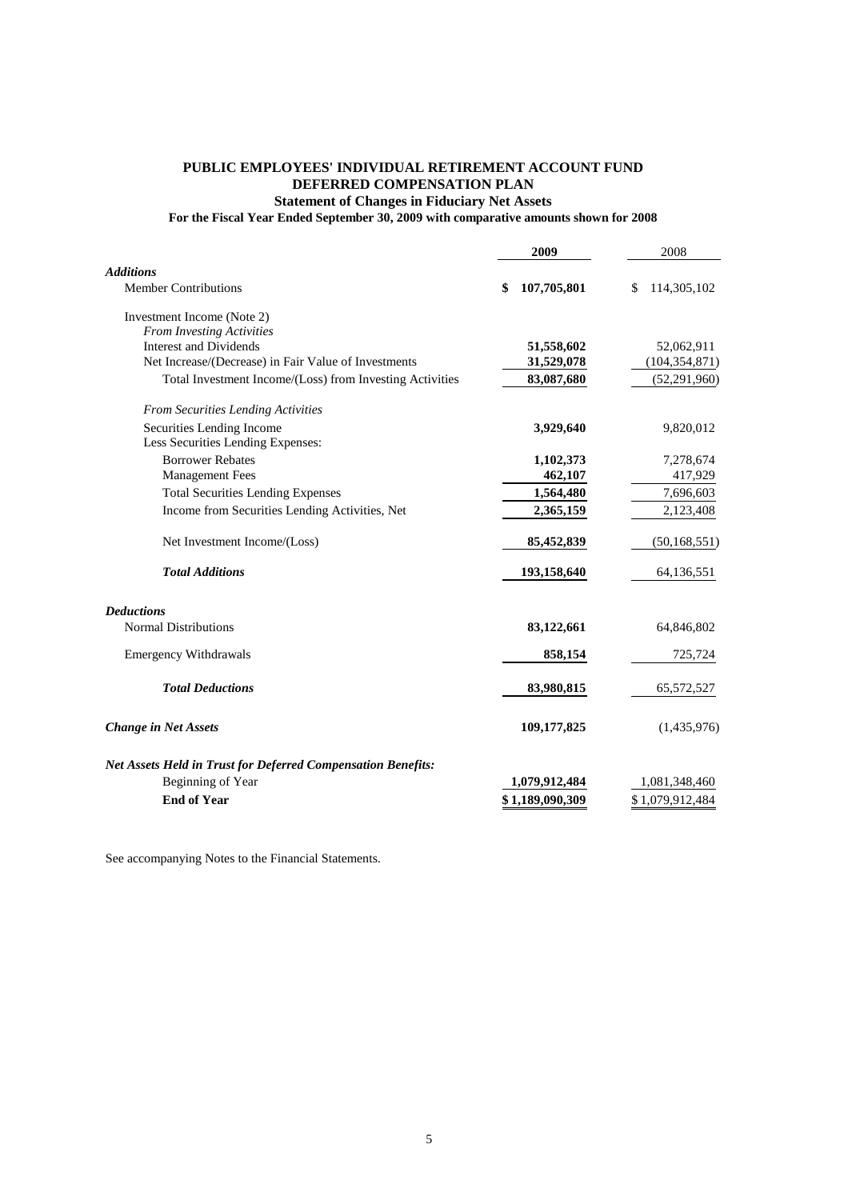**PUBLIC EMPLOYEES' INDIVIDUAL RETIREMENT ACCOUNT FUND**
**DEFERRED COMPENSATION PLAN**
**Statement of Changes in Fiduciary Net Assets**
**For the Fiscal Year Ended September 30, 2009 with comparative amounts shown for 2008**

| | **2009** | 2008 |
|---|---|---|
| ***Additions*** | | |
| Member Contributions | **$ 107,705,801** | $ 114,305,102 |
| Investment Income (Note 2) | | |
| *From Investing Activities* | | |
| Interest and Dividends | **51,558,602** | 52,062,911 |
| Net Increase/(Decrease) in Fair Value of Investments | **31,529,078** | (104,354,871) |
| Total Investment Income/(Loss) from Investing Activities | **83,087,680** | (52,291,960) |
| *From Securities Lending Activities* | | |
| Securities Lending Income | **3,929,640** | 9,820,012 |
| Less Securities Lending Expenses: | | |
| Borrower Rebates | **1,102,373** | 7,278,674 |
| Management Fees | **462,107** | 417,929 |
| Total Securities Lending Expenses | **1,564,480** | 7,696,603 |
| Income from Securities Lending Activities, Net | **2,365,159** | 2,123,408 |
| Net Investment Income/(Loss) | **85,452,839** | (50,168,551) |
| ***Total Additions*** | **193,158,640** | 64,136,551 |
| ***Deductions*** | | |
| Normal Distributions | **83,122,661** | 64,846,802 |
| Emergency Withdrawals | **858,154** | 725,724 |
| ***Total Deductions*** | **83,980,815** | 65,572,527 |
| ***Change in Net Assets*** | **109,177,825** | (1,435,976) |
| ***Net Assets Held in Trust for Deferred Compensation Benefits:*** | | |
| Beginning of Year | **1,079,912,484** | 1,081,348,460 |
| **End of Year** | **$ 1,189,090,309** | $ 1,079,912,484 |

See accompanying Notes to the Financial Statements.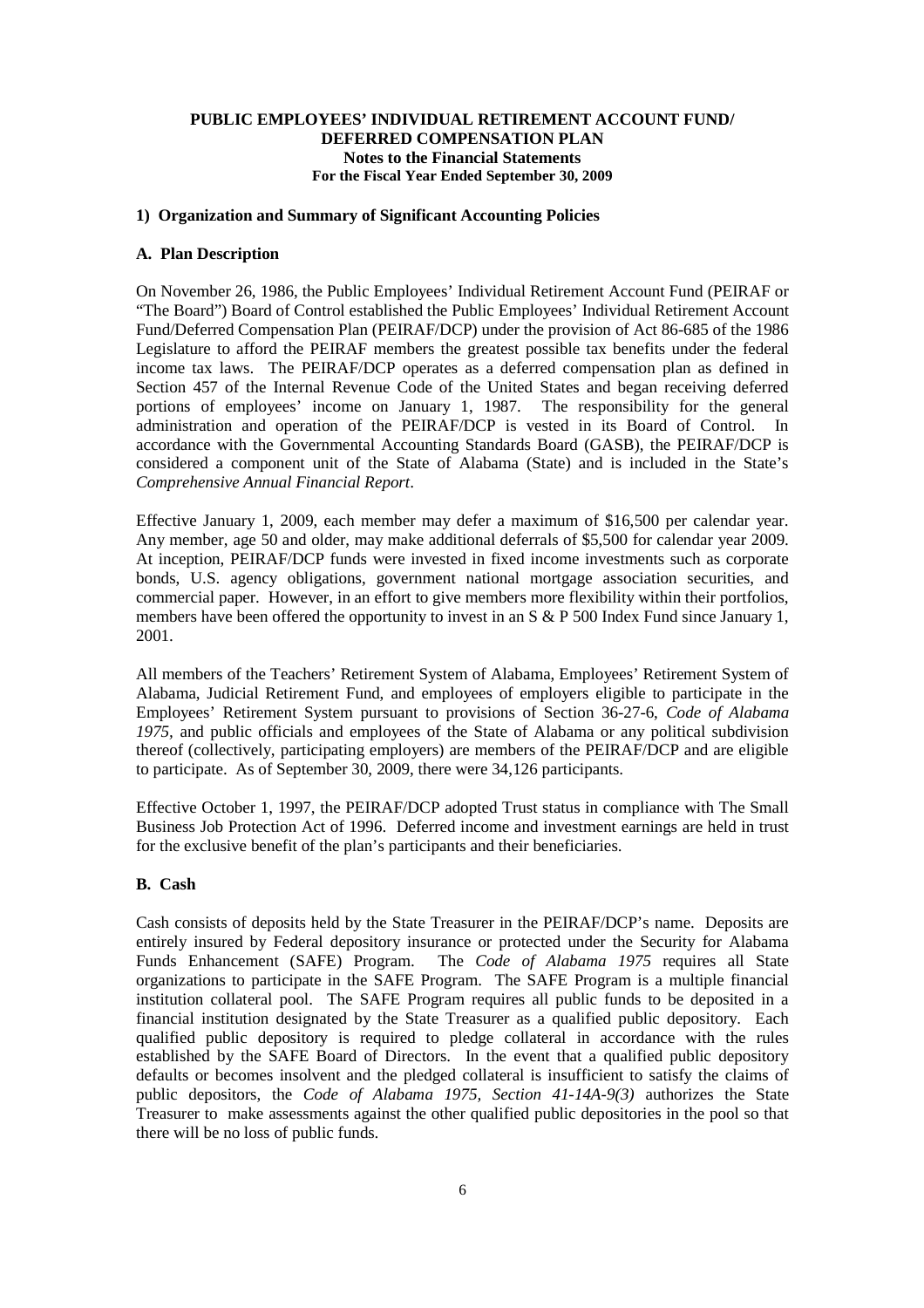**PUBLIC EMPLOYEES' INDIVIDUAL RETIREMENT ACCOUNT FUND/ DEFERRED COMPENSATION PLAN**
**Notes to the Financial Statements**
**For the Fiscal Year Ended September 30, 2009**

## 1) Organization and Summary of Significant Accounting Policies

### A. Plan Description

On November 26, 1986, the Public Employees' Individual Retirement Account Fund (PEIRAF or "The Board") Board of Control established the Public Employees' Individual Retirement Account Fund/Deferred Compensation Plan (PEIRAF/DCP) under the provision of Act 86-685 of the 1986 Legislature to afford the PEIRAF members the greatest possible tax benefits under the federal income tax laws. The PEIRAF/DCP operates as a deferred compensation plan as defined in Section 457 of the Internal Revenue Code of the United States and began receiving deferred portions of employees' income on January 1, 1987. The responsibility for the general administration and operation of the PEIRAF/DCP is vested in its Board of Control. In accordance with the Governmental Accounting Standards Board (GASB), the PEIRAF/DCP is considered a component unit of the State of Alabama (State) and is included in the State's *Comprehensive Annual Financial Report*.

Effective January 1, 2009, each member may defer a maximum of $16,500 per calendar year. Any member, age 50 and older, may make additional deferrals of $5,500 for calendar year 2009. At inception, PEIRAF/DCP funds were invested in fixed income investments such as corporate bonds, U.S. agency obligations, government national mortgage association securities, and commercial paper. However, in an effort to give members more flexibility within their portfolios, members have been offered the opportunity to invest in an S & P 500 Index Fund since January 1, 2001.

All members of the Teachers' Retirement System of Alabama, Employees' Retirement System of Alabama, Judicial Retirement Fund, and employees of employers eligible to participate in the Employees' Retirement System pursuant to provisions of Section 36-27-6, *Code of Alabama 1975,* and public officials and employees of the State of Alabama or any political subdivision thereof (collectively, participating employers) are members of the PEIRAF/DCP and are eligible to participate. As of September 30, 2009, there were 34,126 participants.

Effective October 1, 1997, the PEIRAF/DCP adopted Trust status in compliance with The Small Business Job Protection Act of 1996. Deferred income and investment earnings are held in trust for the exclusive benefit of the plan's participants and their beneficiaries.

### B. Cash

Cash consists of deposits held by the State Treasurer in the PEIRAF/DCP's name. Deposits are entirely insured by Federal depository insurance or protected under the Security for Alabama Funds Enhancement (SAFE) Program. The *Code of Alabama 1975* requires all State organizations to participate in the SAFE Program. The SAFE Program is a multiple financial institution collateral pool. The SAFE Program requires all public funds to be deposited in a financial institution designated by the State Treasurer as a qualified public depository. Each qualified public depository is required to pledge collateral in accordance with the rules established by the SAFE Board of Directors. In the event that a qualified public depository defaults or becomes insolvent and the pledged collateral is insufficient to satisfy the claims of public depositors, the *Code of Alabama 1975, Section 41-14A-9(3)* authorizes the State Treasurer to make assessments against the other qualified public depositories in the pool so that there will be no loss of public funds.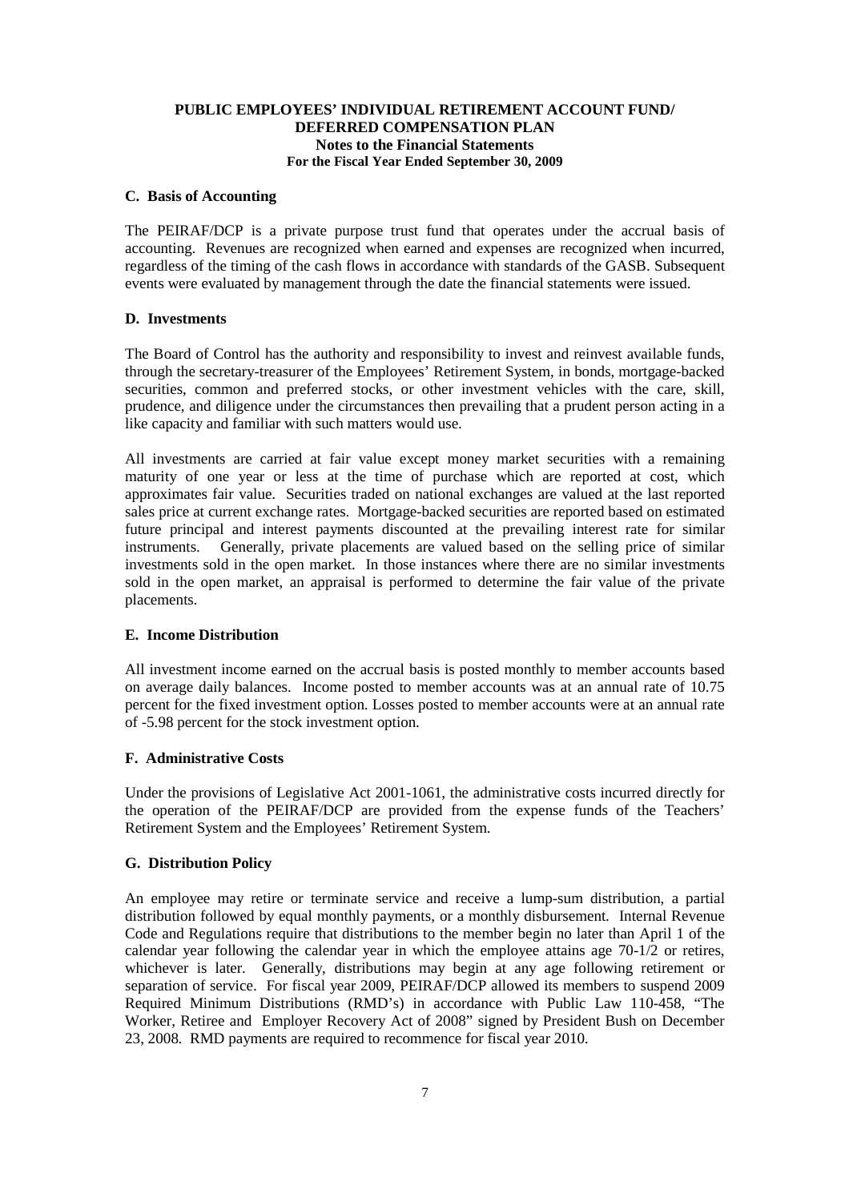**PUBLIC EMPLOYEES' INDIVIDUAL RETIREMENT ACCOUNT FUND/ DEFERRED COMPENSATION PLAN**
**Notes to the Financial Statements**
**For the Fiscal Year Ended September 30, 2009**

### C. Basis of Accounting

The PEIRAF/DCP is a private purpose trust fund that operates under the accrual basis of accounting. Revenues are recognized when earned and expenses are recognized when incurred, regardless of the timing of the cash flows in accordance with standards of the GASB. Subsequent events were evaluated by management through the date the financial statements were issued.

### D. Investments

The Board of Control has the authority and responsibility to invest and reinvest available funds, through the secretary-treasurer of the Employees' Retirement System, in bonds, mortgage-backed securities, common and preferred stocks, or other investment vehicles with the care, skill, prudence, and diligence under the circumstances then prevailing that a prudent person acting in a like capacity and familiar with such matters would use.

All investments are carried at fair value except money market securities with a remaining maturity of one year or less at the time of purchase which are reported at cost, which approximates fair value. Securities traded on national exchanges are valued at the last reported sales price at current exchange rates. Mortgage-backed securities are reported based on estimated future principal and interest payments discounted at the prevailing interest rate for similar instruments. Generally, private placements are valued based on the selling price of similar investments sold in the open market. In those instances where there are no similar investments sold in the open market, an appraisal is performed to determine the fair value of the private placements.

### E. Income Distribution

All investment income earned on the accrual basis is posted monthly to member accounts based on average daily balances. Income posted to member accounts was at an annual rate of 10.75 percent for the fixed investment option. Losses posted to member accounts were at an annual rate of -5.98 percent for the stock investment option.

### F. Administrative Costs

Under the provisions of Legislative Act 2001-1061, the administrative costs incurred directly for the operation of the PEIRAF/DCP are provided from the expense funds of the Teachers' Retirement System and the Employees' Retirement System.

### G. Distribution Policy

An employee may retire or terminate service and receive a lump-sum distribution, a partial distribution followed by equal monthly payments, or a monthly disbursement. Internal Revenue Code and Regulations require that distributions to the member begin no later than April 1 of the calendar year following the calendar year in which the employee attains age 70-1/2 or retires, whichever is later. Generally, distributions may begin at any age following retirement or separation of service. For fiscal year 2009, PEIRAF/DCP allowed its members to suspend 2009 Required Minimum Distributions (RMD's) in accordance with Public Law 110-458, "The Worker, Retiree and Employer Recovery Act of 2008" signed by President Bush on December 23, 2008. RMD payments are required to recommence for fiscal year 2010.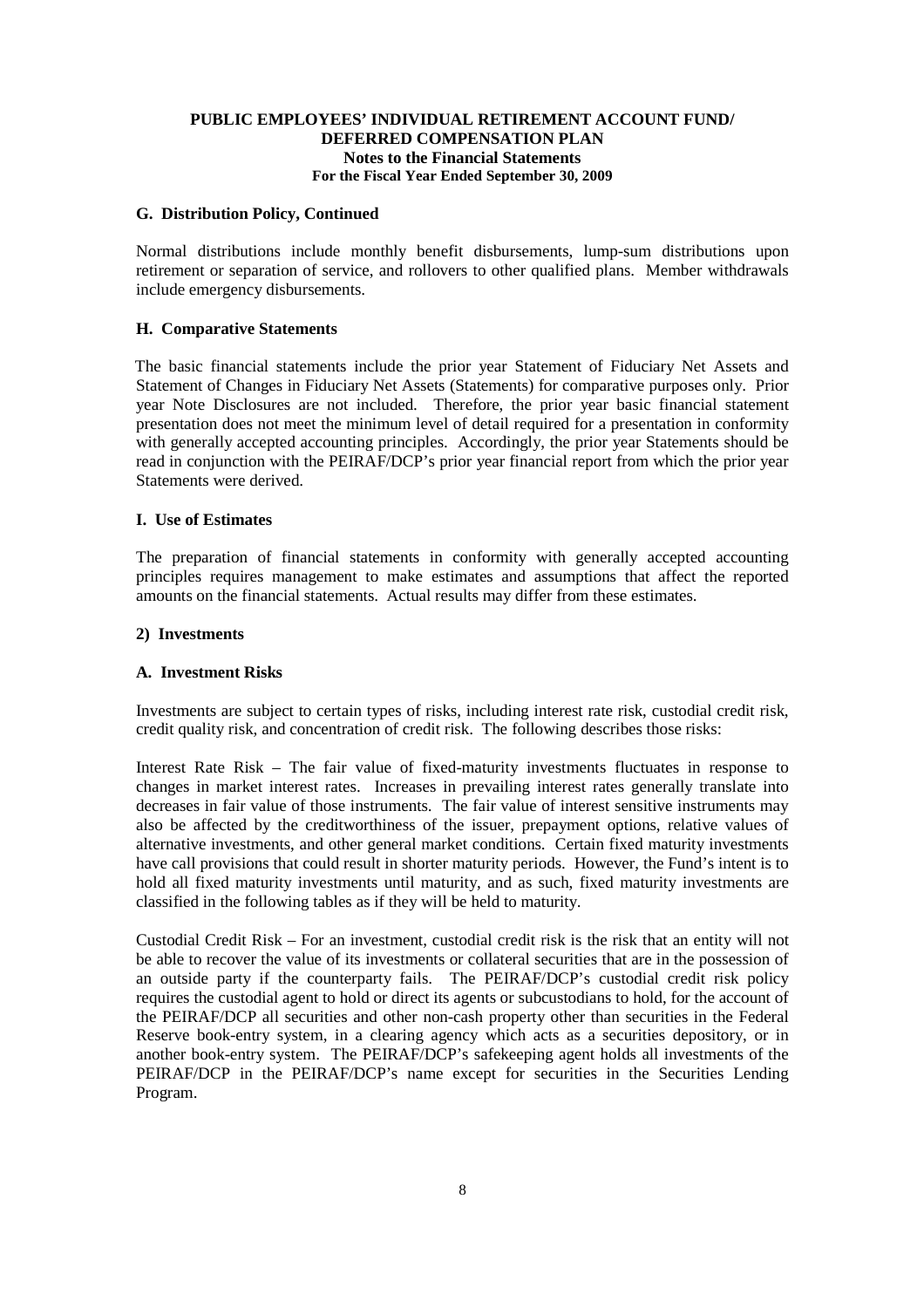### G. Distribution Policy, Continued

Normal distributions include monthly benefit disbursements, lump-sum distributions upon retirement or separation of service, and rollovers to other qualified plans. Member withdrawals include emergency disbursements.

### H. Comparative Statements

The basic financial statements include the prior year Statement of Fiduciary Net Assets and Statement of Changes in Fiduciary Net Assets (Statements) for comparative purposes only. Prior year Note Disclosures are not included. Therefore, the prior year basic financial statement presentation does not meet the minimum level of detail required for a presentation in conformity with generally accepted accounting principles. Accordingly, the prior year Statements should be read in conjunction with the PEIRAF/DCP's prior year financial report from which the prior year Statements were derived.

### I. Use of Estimates

The preparation of financial statements in conformity with generally accepted accounting principles requires management to make estimates and assumptions that affect the reported amounts on the financial statements. Actual results may differ from these estimates.

## 2) Investments

### A. Investment Risks

Investments are subject to certain types of risks, including interest rate risk, custodial credit risk, credit quality risk, and concentration of credit risk. The following describes those risks:

Interest Rate Risk – The fair value of fixed-maturity investments fluctuates in response to changes in market interest rates. Increases in prevailing interest rates generally translate into decreases in fair value of those instruments. The fair value of interest sensitive instruments may also be affected by the creditworthiness of the issuer, prepayment options, relative values of alternative investments, and other general market conditions. Certain fixed maturity investments have call provisions that could result in shorter maturity periods. However, the Fund's intent is to hold all fixed maturity investments until maturity, and as such, fixed maturity investments are classified in the following tables as if they will be held to maturity.

Custodial Credit Risk – For an investment, custodial credit risk is the risk that an entity will not be able to recover the value of its investments or collateral securities that are in the possession of an outside party if the counterparty fails. The PEIRAF/DCP's custodial credit risk policy requires the custodial agent to hold or direct its agents or subcustodians to hold, for the account of the PEIRAF/DCP all securities and other non-cash property other than securities in the Federal Reserve book-entry system, in a clearing agency which acts as a securities depository, or in another book-entry system. The PEIRAF/DCP's safekeeping agent holds all investments of the PEIRAF/DCP in the PEIRAF/DCP's name except for securities in the Securities Lending Program.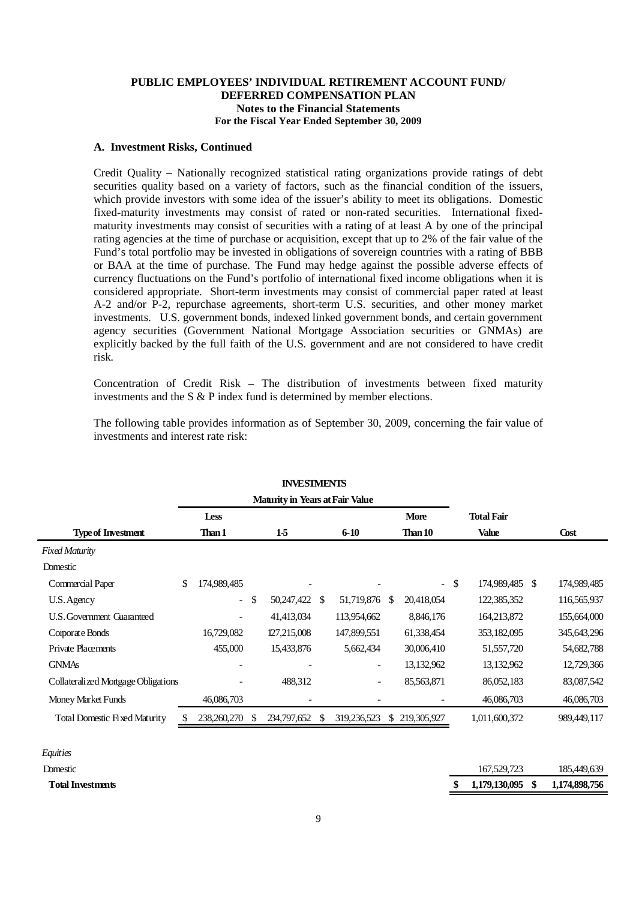**PUBLIC EMPLOYEES' INDIVIDUAL RETIREMENT ACCOUNT FUND/**
**DEFERRED COMPENSATION PLAN**
**Notes to the Financial Statements**
**For the Fiscal Year Ended September 30, 2009**

**A. Investment Risks, Continued**

Credit Quality – Nationally recognized statistical rating organizations provide ratings of debt securities quality based on a variety of factors, such as the financial condition of the issuers, which provide investors with some idea of the issuer's ability to meet its obligations. Domestic fixed-maturity investments may consist of rated or non-rated securities. International fixed-maturity investments may consist of securities with a rating of at least A by one of the principal rating agencies at the time of purchase or acquisition, except that up to 2% of the fair value of the Fund's total portfolio may be invested in obligations of sovereign countries with a rating of BBB or BAA at the time of purchase. The Fund may hedge against the possible adverse effects of currency fluctuations on the Fund's portfolio of international fixed income obligations when it is considered appropriate. Short-term investments may consist of commercial paper rated at least A-2 and/or P-2, repurchase agreements, short-term U.S. securities, and other money market investments. U.S. government bonds, indexed linked government bonds, and certain government agency securities (Government National Mortgage Association securities or GNMAs) are explicitly backed by the full faith of the U.S. government and are not considered to have credit risk.

Concentration of Credit Risk – The distribution of investments between fixed maturity investments and the S & P index fund is determined by member elections.

The following table provides information as of September 30, 2009, concerning the fair value of investments and interest rate risk:

**INVESTMENTS**

| | Maturity in Years at Fair Value | | | | | |
|---|---|---|---|---|---|---|
| **Type of Investment** | **Less Than 1** | **1-5** | **6-10** | **More Than 10** | **Total Fair Value** | **Cost** |
| *Fixed Maturity* | | | | | | |
| Domestic | | | | | | |
| Commercial Paper | $ 174,989,485 | - | - | - | $ 174,989,485 | $ 174,989,485 |
| U.S. Agency | - | $ 50,247,422 | $ 51,719,876 | $ 20,418,054 | 122,385,352 | 116,565,937 |
| U.S. Government Guaranteed | - | 41,413,034 | 113,954,662 | 8,846,176 | 164,213,872 | 155,664,000 |
| Corporate Bonds | 16,729,082 | 127,215,008 | 147,899,551 | 61,338,454 | 353,182,095 | 345,643,296 |
| Private Placements | 455,000 | 15,433,876 | 5,662,434 | 30,006,410 | 51,557,720 | 54,682,788 |
| GNMAs | - | - | - | 13,132,962 | 13,132,962 | 12,729,366 |
| Collateralized Mortgage Obligations | - | 488,312 | - | 85,563,871 | 86,052,183 | 83,087,542 |
| Money Market Funds | 46,086,703 | - | - | - | 46,086,703 | 46,086,703 |
| Total Domestic Fixed Maturity | $ 238,260,270 | $ 234,797,652 | $ 319,236,523 | $ 219,305,927 | 1,011,600,372 | 989,449,117 |
| *Equities* | | | | | | |
| Domestic | | | | | 167,529,723 | 185,449,639 |
| **Total Investments** | | | | | **$ 1,179,130,095** | **$ 1,174,898,756** |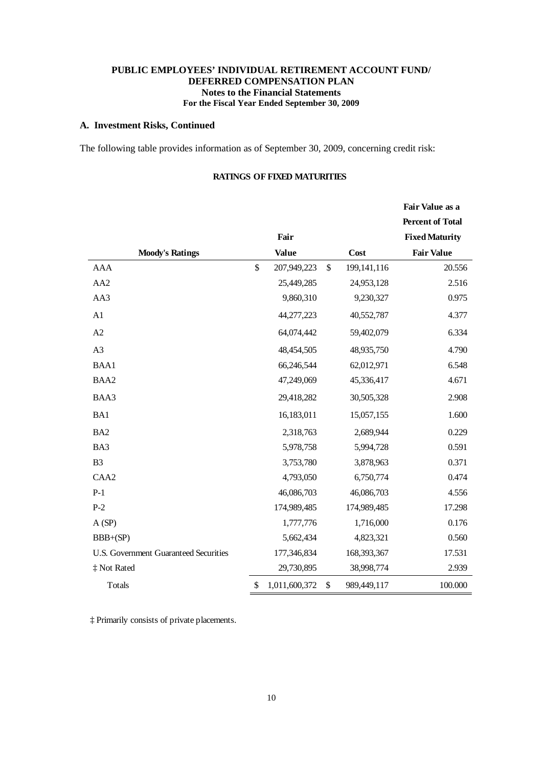**PUBLIC EMPLOYEES' INDIVIDUAL RETIREMENT ACCOUNT FUND/ DEFERRED COMPENSATION PLAN**
**Notes to the Financial Statements**
**For the Fiscal Year Ended September 30, 2009**

## A. Investment Risks, Continued

The following table provides information as of September 30, 2009, concerning credit risk:

**RATINGS OF FIXED MATURITIES**

| Moody's Ratings | Fair Value | Cost | Fair Value as a Percent of Total Fixed Maturity Fair Value |
|---|---|---|---|
| AAA | $ 207,949,223 | $ 199,141,116 | 20.556 |
| AA2 | 25,449,285 | 24,953,128 | 2.516 |
| AA3 | 9,860,310 | 9,230,327 | 0.975 |
| A1 | 44,277,223 | 40,552,787 | 4.377 |
| A2 | 64,074,442 | 59,402,079 | 6.334 |
| A3 | 48,454,505 | 48,935,750 | 4.790 |
| BAA1 | 66,246,544 | 62,012,971 | 6.548 |
| BAA2 | 47,249,069 | 45,336,417 | 4.671 |
| BAA3 | 29,418,282 | 30,505,328 | 2.908 |
| BA1 | 16,183,011 | 15,057,155 | 1.600 |
| BA2 | 2,318,763 | 2,689,944 | 0.229 |
| BA3 | 5,978,758 | 5,994,728 | 0.591 |
| B3 | 3,753,780 | 3,878,963 | 0.371 |
| CAA2 | 4,793,050 | 6,750,774 | 0.474 |
| P-1 | 46,086,703 | 46,086,703 | 4.556 |
| P-2 | 174,989,485 | 174,989,485 | 17.298 |
| A (SP) | 1,777,776 | 1,716,000 | 0.176 |
| BBB+(SP) | 5,662,434 | 4,823,321 | 0.560 |
| U.S. Government Guaranteed Securities | 177,346,834 | 168,393,367 | 17.531 |
| ‡ Not Rated | 29,730,895 | 38,998,774 | 2.939 |
| Totals | $ 1,011,600,372 | $ 989,449,117 | 100.000 |

‡ Primarily consists of private placements.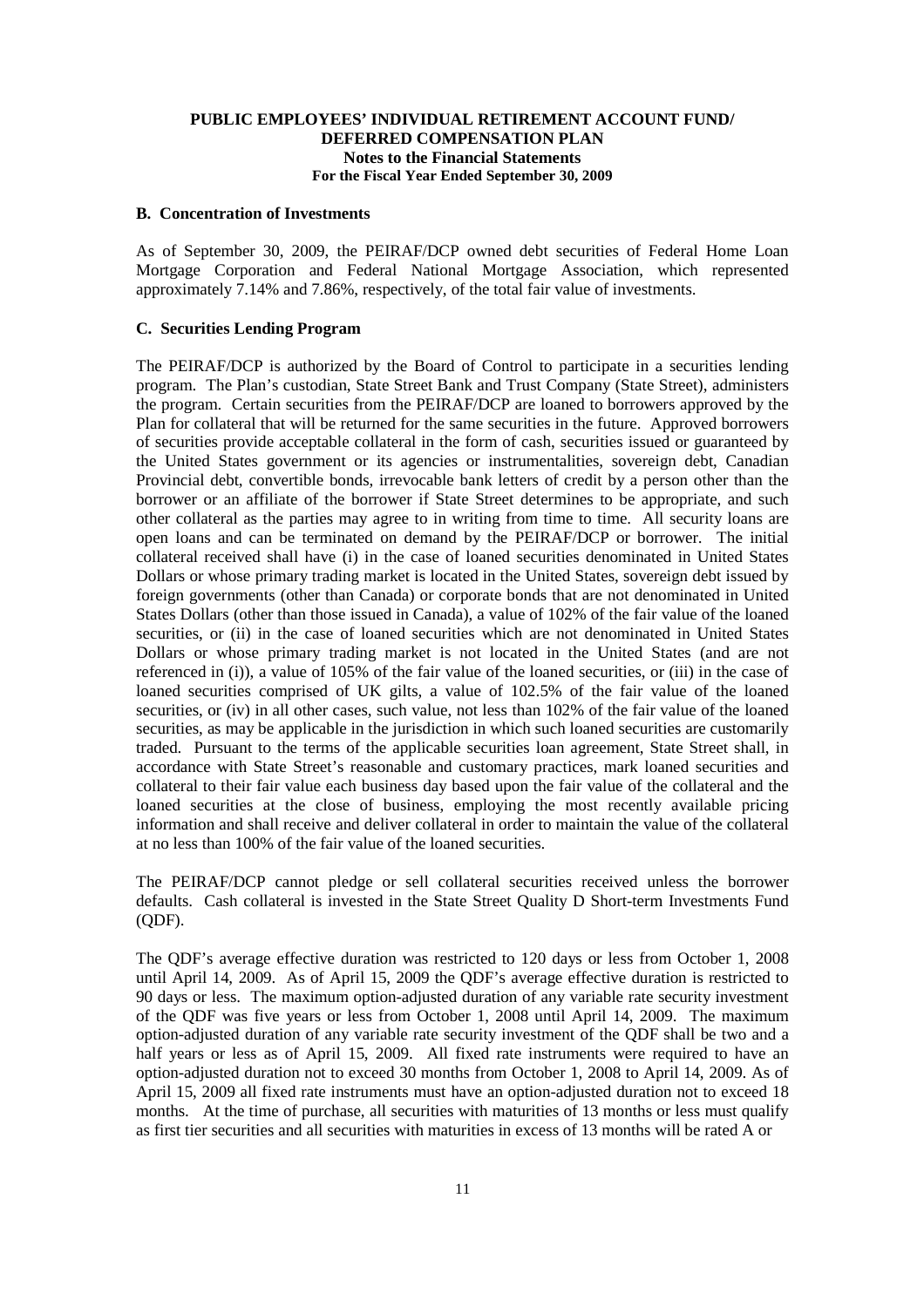## B. Concentration of Investments

As of September 30, 2009, the PEIRAF/DCP owned debt securities of Federal Home Loan Mortgage Corporation and Federal National Mortgage Association, which represented approximately 7.14% and 7.86%, respectively, of the total fair value of investments.

## C. Securities Lending Program

The PEIRAF/DCP is authorized by the Board of Control to participate in a securities lending program. The Plan's custodian, State Street Bank and Trust Company (State Street), administers the program. Certain securities from the PEIRAF/DCP are loaned to borrowers approved by the Plan for collateral that will be returned for the same securities in the future. Approved borrowers of securities provide acceptable collateral in the form of cash, securities issued or guaranteed by the United States government or its agencies or instrumentalities, sovereign debt, Canadian Provincial debt, convertible bonds, irrevocable bank letters of credit by a person other than the borrower or an affiliate of the borrower if State Street determines to be appropriate, and such other collateral as the parties may agree to in writing from time to time. All security loans are open loans and can be terminated on demand by the PEIRAF/DCP or borrower. The initial collateral received shall have (i) in the case of loaned securities denominated in United States Dollars or whose primary trading market is located in the United States, sovereign debt issued by foreign governments (other than Canada) or corporate bonds that are not denominated in United States Dollars (other than those issued in Canada), a value of 102% of the fair value of the loaned securities, or (ii) in the case of loaned securities which are not denominated in United States Dollars or whose primary trading market is not located in the United States (and are not referenced in (i)), a value of 105% of the fair value of the loaned securities, or (iii) in the case of loaned securities comprised of UK gilts, a value of 102.5% of the fair value of the loaned securities, or (iv) in all other cases, such value, not less than 102% of the fair value of the loaned securities, as may be applicable in the jurisdiction in which such loaned securities are customarily traded. Pursuant to the terms of the applicable securities loan agreement, State Street shall, in accordance with State Street's reasonable and customary practices, mark loaned securities and collateral to their fair value each business day based upon the fair value of the collateral and the loaned securities at the close of business, employing the most recently available pricing information and shall receive and deliver collateral in order to maintain the value of the collateral at no less than 100% of the fair value of the loaned securities.

The PEIRAF/DCP cannot pledge or sell collateral securities received unless the borrower defaults. Cash collateral is invested in the State Street Quality D Short-term Investments Fund (QDF).

The QDF's average effective duration was restricted to 120 days or less from October 1, 2008 until April 14, 2009. As of April 15, 2009 the QDF's average effective duration is restricted to 90 days or less. The maximum option-adjusted duration of any variable rate security investment of the QDF was five years or less from October 1, 2008 until April 14, 2009. The maximum option-adjusted duration of any variable rate security investment of the QDF shall be two and a half years or less as of April 15, 2009. All fixed rate instruments were required to have an option-adjusted duration not to exceed 30 months from October 1, 2008 to April 14, 2009. As of April 15, 2009 all fixed rate instruments must have an option-adjusted duration not to exceed 18 months. At the time of purchase, all securities with maturities of 13 months or less must qualify as first tier securities and all securities with maturities in excess of 13 months will be rated A or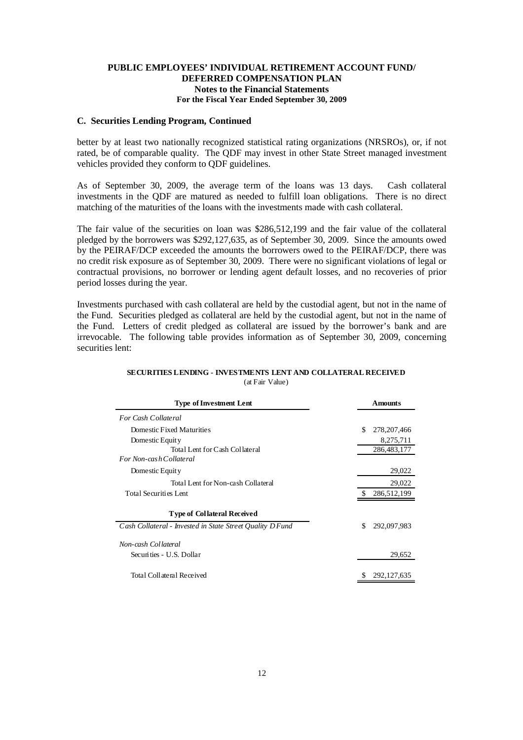**PUBLIC EMPLOYEES' INDIVIDUAL RETIREMENT ACCOUNT FUND/ DEFERRED COMPENSATION PLAN**
**Notes to the Financial Statements**
**For the Fiscal Year Ended September 30, 2009**

### C. Securities Lending Program, Continued

better by at least two nationally recognized statistical rating organizations (NRSROs), or, if not rated, be of comparable quality. The QDF may invest in other State Street managed investment vehicles provided they conform to QDF guidelines.

As of September 30, 2009, the average term of the loans was 13 days. Cash collateral investments in the QDF are matured as needed to fulfill loan obligations. There is no direct matching of the maturities of the loans with the investments made with cash collateral.

The fair value of the securities on loan was $286,512,199 and the fair value of the collateral pledged by the borrowers was $292,127,635, as of September 30, 2009. Since the amounts owed by the PEIRAF/DCP exceeded the amounts the borrowers owed to the PEIRAF/DCP, there was no credit risk exposure as of September 30, 2009. There were no significant violations of legal or contractual provisions, no borrower or lending agent default losses, and no recoveries of prior period losses during the year.

Investments purchased with cash collateral are held by the custodial agent, but not in the name of the Fund. Securities pledged as collateral are held by the custodial agent, but not in the name of the Fund. Letters of credit pledged as collateral are issued by the borrower's bank and are irrevocable. The following table provides information as of September 30, 2009, concerning securities lent:

**SECURITIES LENDING - INVESTMENTS LENT AND COLLATERAL RECEIVED**
(at Fair Value)

| Type of Investment Lent | Amounts |
|---|---|
| *For Cash Collateral* | |
| Domestic Fixed Maturities | $ 278,207,466 |
| Domestic Equity | 8,275,711 |
| Total Lent for Cash Collateral | 286,483,177 |
| *For Non-cash Collateral* | |
| Domestic Equity | 29,022 |
| Total Lent for Non-cash Collateral | 29,022 |
| Total Securities Lent | $ 286,512,199 |
| **Type of Collateral Received** | |
| *Cash Collateral - Invested in State Street Quality D Fund* | $ 292,097,983 |
| *Non-cash Collateral* | |
| Securities - U.S. Dollar | 29,652 |
| Total Collateral Received | $ 292,127,635 |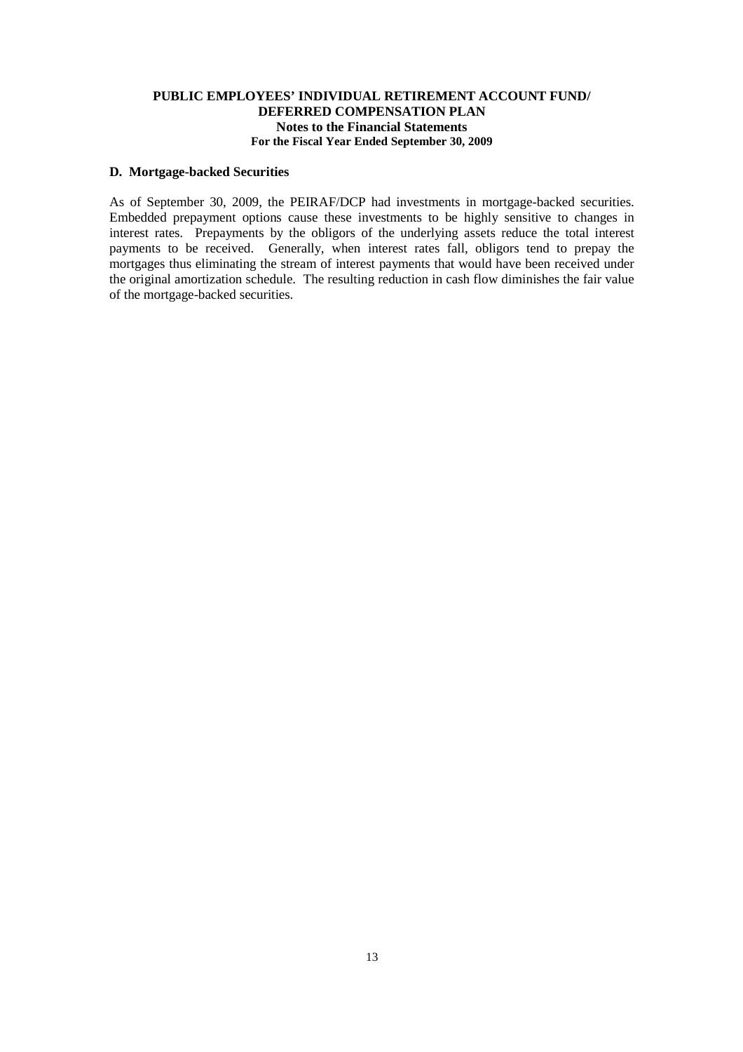### D. Mortgage-backed Securities

As of September 30, 2009, the PEIRAF/DCP had investments in mortgage-backed securities. Embedded prepayment options cause these investments to be highly sensitive to changes in interest rates. Prepayments by the obligors of the underlying assets reduce the total interest payments to be received. Generally, when interest rates fall, obligors tend to prepay the mortgages thus eliminating the stream of interest payments that would have been received under the original amortization schedule. The resulting reduction in cash flow diminishes the fair value of the mortgage-backed securities.